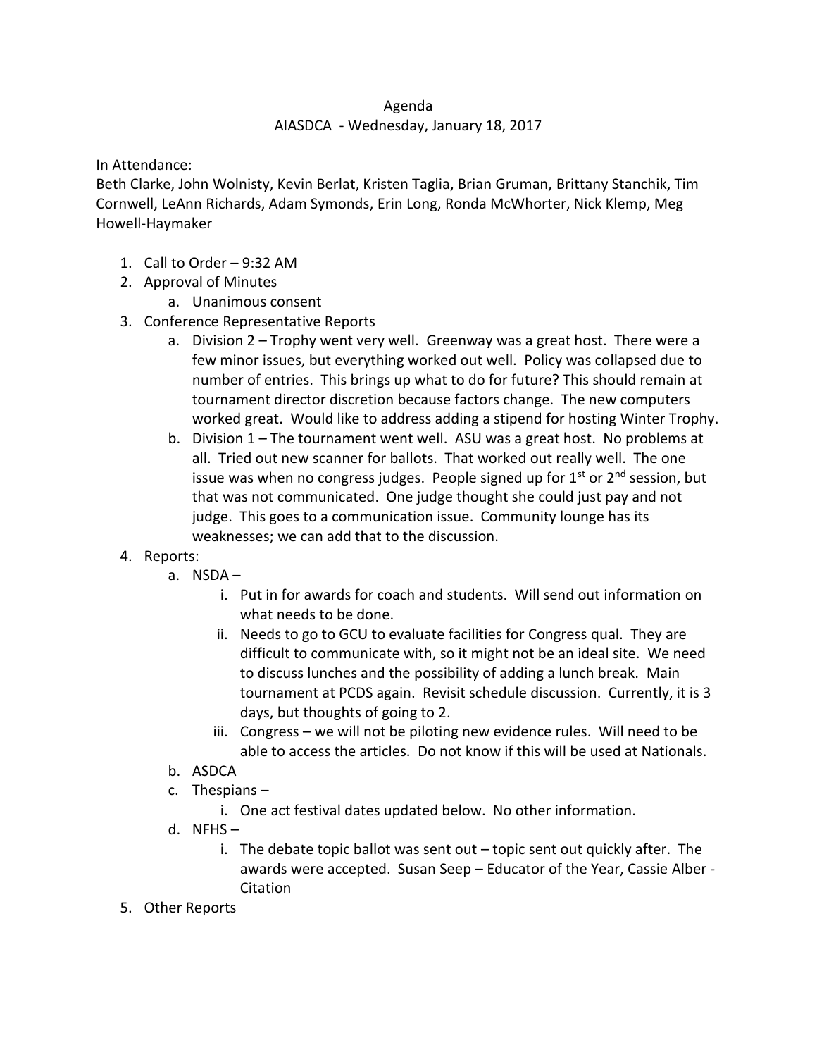Agenda

AIASDCA - Wednesday, January 18, 2017

In Attendance:
Beth Clarke, John Wolnisty, Kevin Berlat, Kristen Taglia, Brian Gruman, Brittany Stanchik, Tim Cornwell, LeAnn Richards, Adam Symonds, Erin Long, Ronda McWhorter, Nick Klemp, Meg Howell-Haymaker

1. Call to Order – 9:32 AM
2. Approval of Minutes
   a. Unanimous consent
3. Conference Representative Reports
   a. Division 2 – Trophy went very well. Greenway was a great host. There were a few minor issues, but everything worked out well. Policy was collapsed due to number of entries. This brings up what to do for future? This should remain at tournament director discretion because factors change. The new computers worked great. Would like to address adding a stipend for hosting Winter Trophy.
   b. Division 1 – The tournament went well. ASU was a great host. No problems at all. Tried out new scanner for ballots. That worked out really well. The one issue was when no congress judges. People signed up for 1st or 2nd session, but that was not communicated. One judge thought she could just pay and not judge. This goes to a communication issue. Community lounge has its weaknesses; we can add that to the discussion.
4. Reports:
   a. NSDA –
      i. Put in for awards for coach and students. Will send out information on what needs to be done.
      ii. Needs to go to GCU to evaluate facilities for Congress qual. They are difficult to communicate with, so it might not be an ideal site. We need to discuss lunches and the possibility of adding a lunch break. Main tournament at PCDS again. Revisit schedule discussion. Currently, it is 3 days, but thoughts of going to 2.
      iii. Congress – we will not be piloting new evidence rules. Will need to be able to access the articles. Do not know if this will be used at Nationals.
   b. ASDCA
   c. Thespians –
      i. One act festival dates updated below. No other information.
   d. NFHS –
      i. The debate topic ballot was sent out – topic sent out quickly after. The awards were accepted. Susan Seep – Educator of the Year, Cassie Alber - Citation
5. Other Reports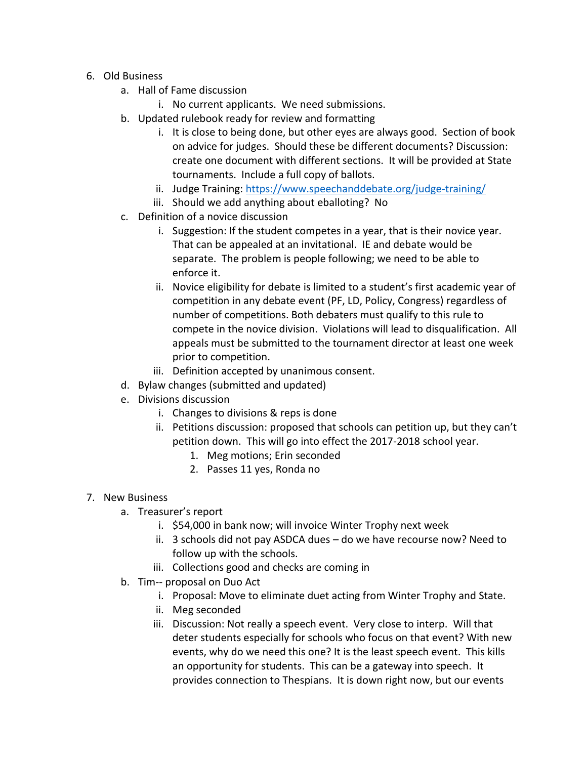6. Old Business
    a. Hall of Fame discussion
        i. No current applicants. We need submissions.
    b. Updated rulebook ready for review and formatting
        i. It is close to being done, but other eyes are always good. Section of book on advice for judges. Should these be different documents? Discussion: create one document with different sections. It will be provided at State tournaments. Include a full copy of ballots.
        ii. Judge Training: https://www.speechanddebate.org/judge-training/
        iii. Should we add anything about eballoting? No
    c. Definition of a novice discussion
        i. Suggestion: If the student competes in a year, that is their novice year. That can be appealed at an invitational. IE and debate would be separate. The problem is people following; we need to be able to enforce it.
        ii. Novice eligibility for debate is limited to a student's first academic year of competition in any debate event (PF, LD, Policy, Congress) regardless of number of competitions. Both debaters must qualify to this rule to compete in the novice division. Violations will lead to disqualification. All appeals must be submitted to the tournament director at least one week prior to competition.
        iii. Definition accepted by unanimous consent.
    d. Bylaw changes (submitted and updated)
    e. Divisions discussion
        i. Changes to divisions & reps is done
        ii. Petitions discussion: proposed that schools can petition up, but they can't petition down. This will go into effect the 2017-2018 school year.
            1. Meg motions; Erin seconded
            2. Passes 11 yes, Ronda no

7. New Business
    a. Treasurer's report
        i. $54,000 in bank now; will invoice Winter Trophy next week
        ii. 3 schools did not pay ASDCA dues – do we have recourse now? Need to follow up with the schools.
        iii. Collections good and checks are coming in
    b. Tim-- proposal on Duo Act
        i. Proposal: Move to eliminate duet acting from Winter Trophy and State.
        ii. Meg seconded
        iii. Discussion: Not really a speech event. Very close to interp. Will that deter students especially for schools who focus on that event? With new events, why do we need this one? It is the least speech event. This kills an opportunity for students. This can be a gateway into speech. It provides connection to Thespians. It is down right now, but our events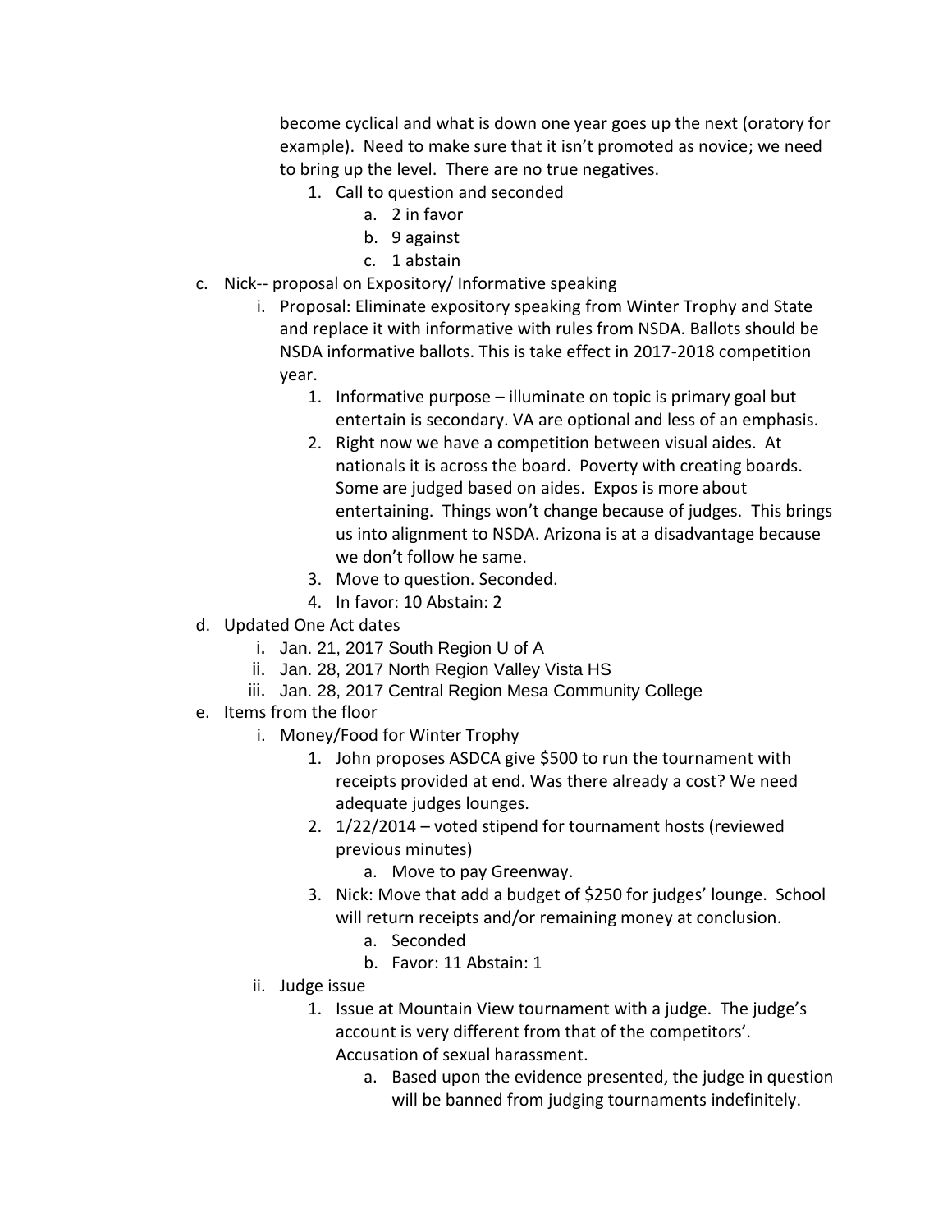become cyclical and what is down one year goes up the next (oratory for example). Need to make sure that it isn't promoted as novice; we need to bring up the level. There are no true negatives.

1. Call to question and seconded
    a. 2 in favor
    b. 9 against
    c. 1 abstain

c. Nick-- proposal on Expository/ Informative speaking
    i. Proposal: Eliminate expository speaking from Winter Trophy and State and replace it with informative with rules from NSDA. Ballots should be NSDA informative ballots. This is take effect in 2017-2018 competition year.
        1. Informative purpose – illuminate on topic is primary goal but entertain is secondary. VA are optional and less of an emphasis.
        2. Right now we have a competition between visual aides. At nationals it is across the board. Poverty with creating boards. Some are judged based on aides. Expos is more about entertaining. Things won't change because of judges. This brings us into alignment to NSDA. Arizona is at a disadvantage because we don't follow he same.
        3. Move to question. Seconded.
        4. In favor: 10 Abstain: 2

d. Updated One Act dates
    i. Jan. 21, 2017 South Region U of A
    ii. Jan. 28, 2017 North Region Valley Vista HS
    iii. Jan. 28, 2017 Central Region Mesa Community College

e. Items from the floor
    i. Money/Food for Winter Trophy
        1. John proposes ASDCA give $500 to run the tournament with receipts provided at end. Was there already a cost? We need adequate judges lounges.
        2. 1/22/2014 – voted stipend for tournament hosts (reviewed previous minutes)
            a. Move to pay Greenway.
        3. Nick: Move that add a budget of $250 for judges' lounge. School will return receipts and/or remaining money at conclusion.
            a. Seconded
            b. Favor: 11 Abstain: 1
    ii. Judge issue
        1. Issue at Mountain View tournament with a judge. The judge's account is very different from that of the competitors'. Accusation of sexual harassment.
            a. Based upon the evidence presented, the judge in question will be banned from judging tournaments indefinitely.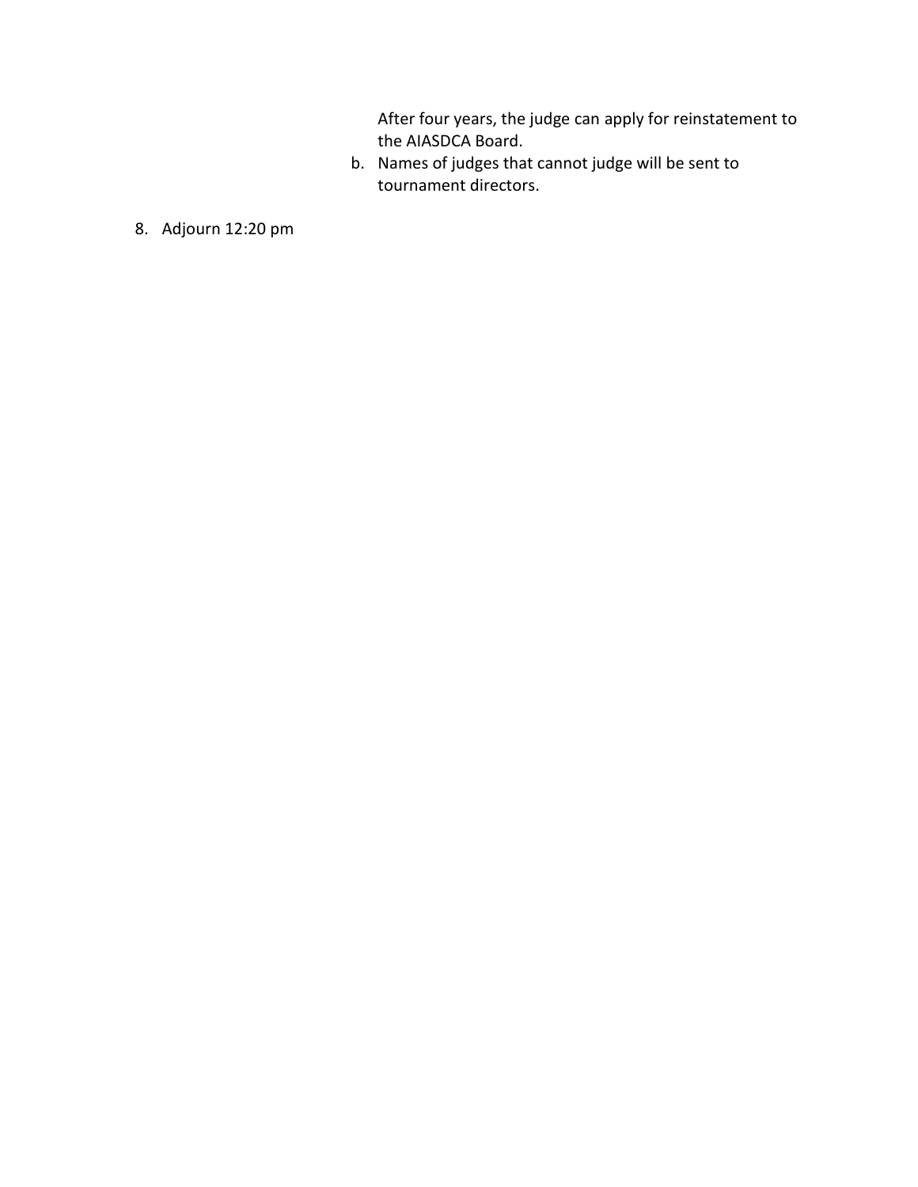After four years, the judge can apply for reinstatement to the AIASDCA Board.

b. Names of judges that cannot judge will be sent to tournament directors.

8. Adjourn 12:20 pm